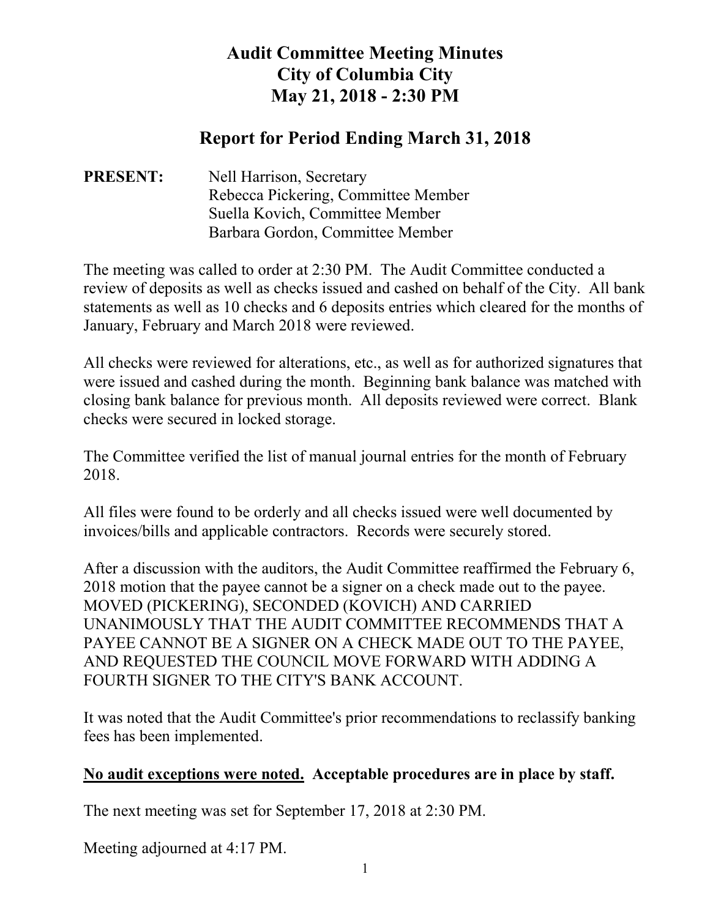# Audit Committee Meeting Minutes
# City of Columbia City
# May 21, 2018 - 2:30 PM

## Report for Period Ending March 31, 2018

**PRESENT:** Nell Harrison, Secretary
Rebecca Pickering, Committee Member
Suella Kovich, Committee Member
Barbara Gordon, Committee Member

The meeting was called to order at 2:30 PM. The Audit Committee conducted a review of deposits as well as checks issued and cashed on behalf of the City. All bank statements as well as 10 checks and 6 deposits entries which cleared for the months of January, February and March 2018 were reviewed.

All checks were reviewed for alterations, etc., as well as for authorized signatures that were issued and cashed during the month. Beginning bank balance was matched with closing bank balance for previous month. All deposits reviewed were correct. Blank checks were secured in locked storage.

The Committee verified the list of manual journal entries for the month of February 2018.

All files were found to be orderly and all checks issued were well documented by invoices/bills and applicable contractors. Records were securely stored.

After a discussion with the auditors, the Audit Committee reaffirmed the February 6, 2018 motion that the payee cannot be a signer on a check made out to the payee. MOVED (PICKERING), SECONDED (KOVICH) AND CARRIED UNANIMOUSLY THAT THE AUDIT COMMITTEE RECOMMENDS THAT A PAYEE CANNOT BE A SIGNER ON A CHECK MADE OUT TO THE PAYEE, AND REQUESTED THE COUNCIL MOVE FORWARD WITH ADDING A FOURTH SIGNER TO THE CITY'S BANK ACCOUNT.

It was noted that the Audit Committee's prior recommendations to reclassify banking fees has been implemented.

**<u>No audit exceptions were noted.</u> Acceptable procedures are in place by staff.**

The next meeting was set for September 17, 2018 at 2:30 PM.

Meeting adjourned at 4:17 PM.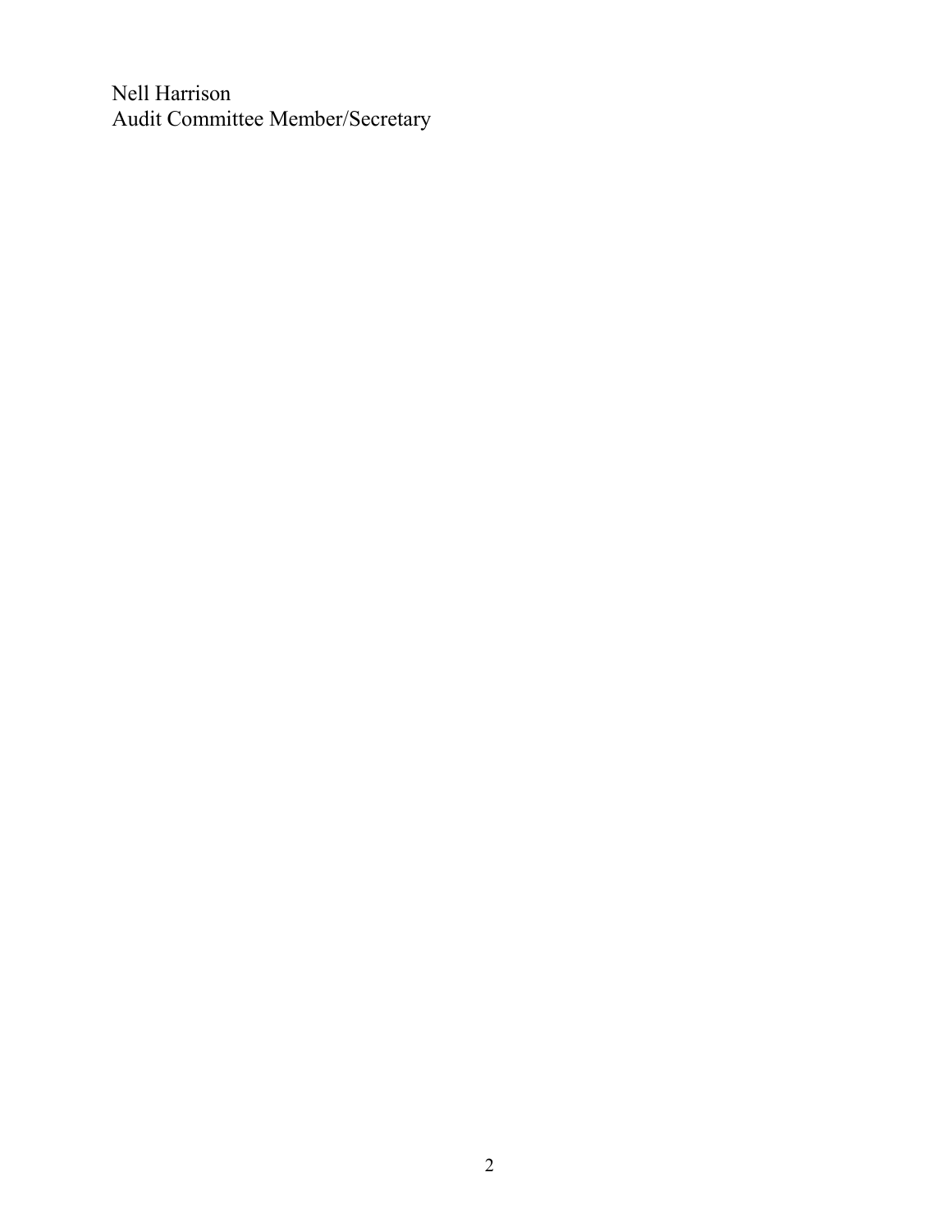Nell Harrison
Audit Committee Member/Secretary